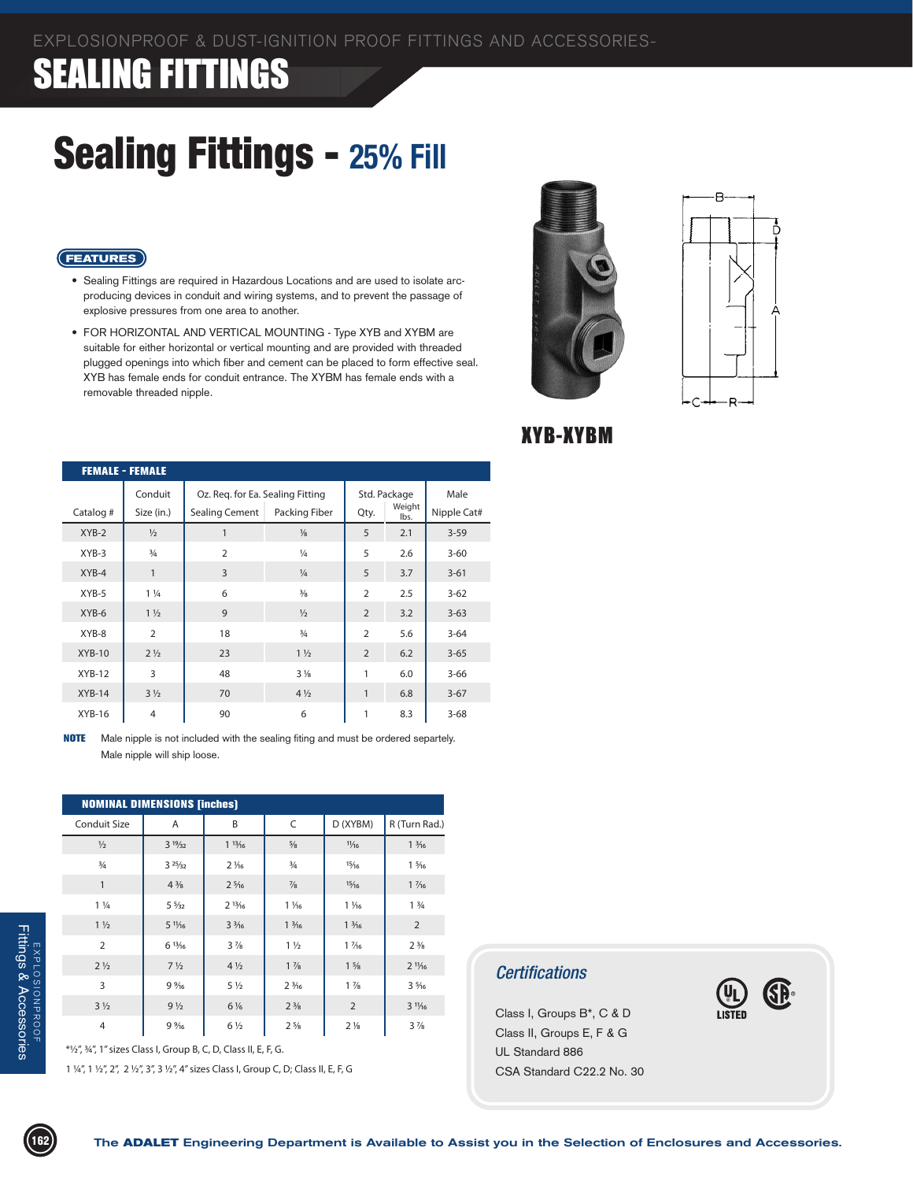EXPLOSIONPROOF & DUST-IGNITION PROOF FITTINGS AND ACCESSORIES-

# SEALING FITTINGS

## Sealing Fittings - 25% Fill

### FEATURES

- Sealing Fittings are required in Hazardous Locations and are used to isolate arc-producing devices in conduit and wiring systems, and to prevent the passage of explosive pressures from one area to another.
- FOR HORIZONTAL AND VERTICAL MOUNTING - Type XYB and XYBM are suitable for either horizontal or vertical mounting and are provided with threaded plugged openings into which fiber and cement can be placed to form effective seal. XYB has female ends for conduit entrance. The XYBM has female ends with a removable threaded nipple.

**XYB-XYBM**

**FEMALE - FEMALE**

| Catalog # | Conduit Size (in.) | Oz. Req. for Ea. Sealing Fitting | | Std. Package | | Male Nipple Cat# |
|---|---|---|---|---|---|---|
| | | Sealing Cement | Packing Fiber | Qty. | Weight lbs. | |
| XYB-2 | ½ | 1 | ⅛ | 5 | 2.1 | 3-59 |
| XYB-3 | ¾ | 2 | ¼ | 5 | 2.6 | 3-60 |
| XYB-4 | 1 | 3 | ¼ | 5 | 3.7 | 3-61 |
| XYB-5 | 1 ¼ | 6 | ⅜ | 2 | 2.5 | 3-62 |
| XYB-6 | 1 ½ | 9 | ½ | 2 | 3.2 | 3-63 |
| XYB-8 | 2 | 18 | ¾ | 2 | 5.6 | 3-64 |
| XYB-10 | 2 ½ | 23 | 1 ½ | 2 | 6.2 | 3-65 |
| XYB-12 | 3 | 48 | 3 ⅛ | 1 | 6.0 | 3-66 |
| XYB-14 | 3 ½ | 70 | 4 ½ | 1 | 6.8 | 3-67 |
| XYB-16 | 4 | 90 | 6 | 1 | 8.3 | 3-68 |

**NOTE** Male nipple is not included with the sealing fiting and must be ordered separtely. Male nipple will ship loose.

**NOMINAL DIMENSIONS [inches]**

| Conduit Size | A | B | C | D (XYBM) | R (Turn Rad.) |
|---|---|---|---|---|---|
| ½ | 3 19/32 | 1 13/16 | ⅝ | 11/16 | 1 3/16 |
| ¾ | 3 25/32 | 2 1/16 | ¾ | 15/16 | 1 5/16 |
| 1 | 4 ⅜ | 2 5/16 | ⅞ | 15/16 | 1 7/16 |
| 1 ¼ | 5 5/32 | 2 13/16 | 1 1/16 | 1 1/16 | 1 ¾ |
| 1 ½ | 5 11/16 | 3 3/16 | 1 3/16 | 1 3/16 | 2 |
| 2 | 6 13/16 | 3 ⅞ | 1 ½ | 1 7/16 | 2 ⅜ |
| 2 ½ | 7 ½ | 4 ½ | 1 ⅞ | 1 ⅝ | 2 11/16 |
| 3 | 9 9/16 | 5 ½ | 2 3/16 | 1 ⅞ | 3 5/16 |
| 3 ½ | 9 ½ | 6 ⅛ | 2 ⅜ | 2 | 3 11/16 |
| 4 | 9 9/16 | 6 ½ | 2 ⅝ | 2 ⅛ | 3 ⅞ |

*½", ¾", 1" sizes Class I, Group B, C, D, Class II, E, F, G.

1 ¼", 1 ½", 2", 2 ½", 3", 3 ½", 4" sizes Class I, Group C, D; Class II, E, F, G

### Certifications

Class I, Groups B*, C & D
Class II, Groups E, F & G
UL Standard 886
CSA Standard C22.2 No. 30

The **ADALET** Engineering Department is Available to Assist you in the Selection of Enclosures and Accessories.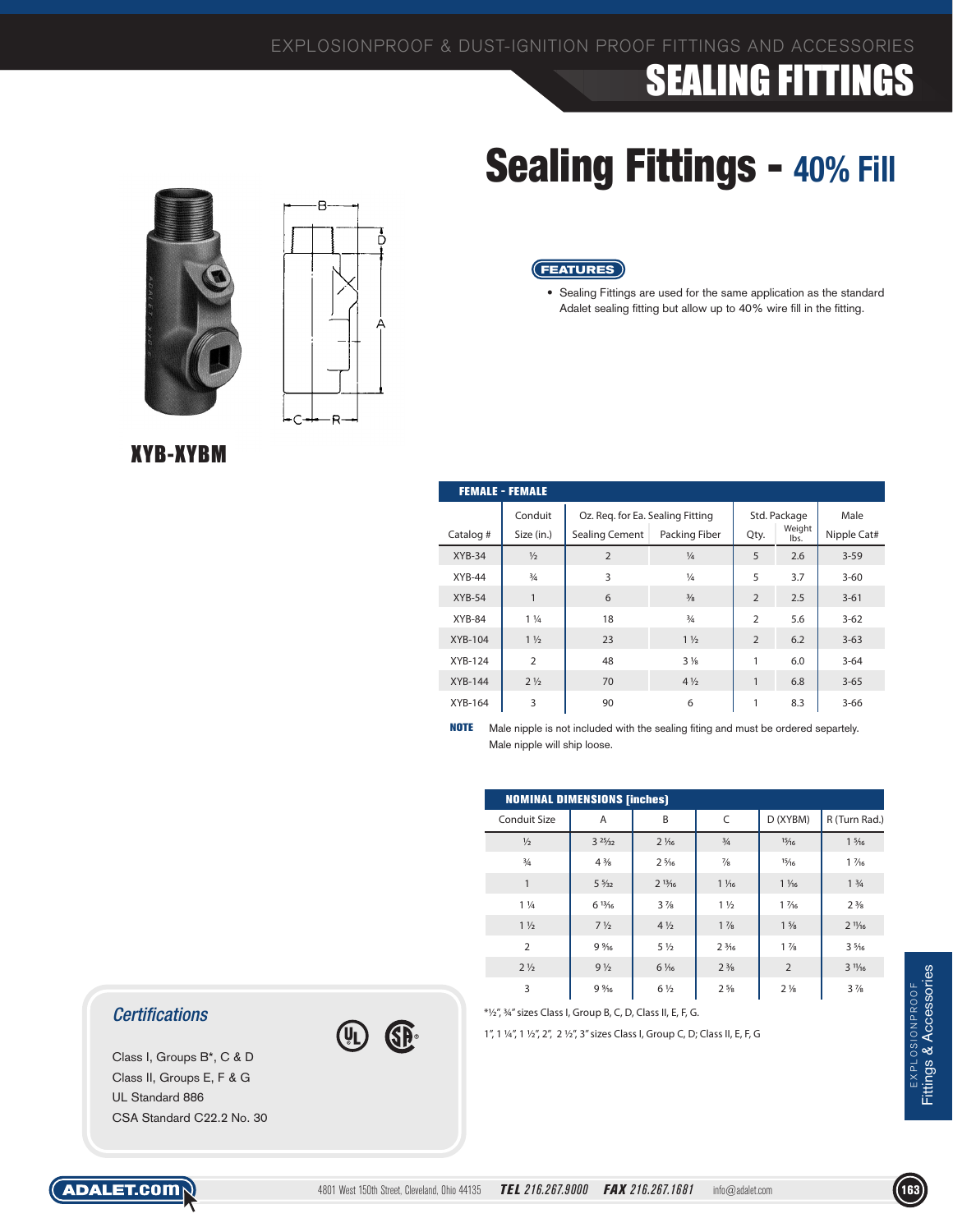# SEALING FITTINGS

# Sealing Fittings - 40% Fill

**XYB-XYBM**

**FEATURES**

- Sealing Fittings are used for the same application as the standard Adalet sealing fitting but allow up to 40% wire fill in the fitting.

**FEMALE - FEMALE**

| Catalog # | Conduit Size (in.) | Oz. Req. for Ea. Sealing Fitting: Sealing Cement | Oz. Req. for Ea. Sealing Fitting: Packing Fiber | Std. Package: Qty. | Std. Package: Weight lbs. | Male Nipple Cat# |
|---|---|---|---|---|---|---|
| XYB-34 | ½ | 2 | ¼ | 5 | 2.6 | 3-59 |
| XYB-44 | ¾ | 3 | ¼ | 5 | 3.7 | 3-60 |
| XYB-54 | 1 | 6 | ⅜ | 2 | 2.5 | 3-61 |
| XYB-84 | 1 ¼ | 18 | ¾ | 2 | 5.6 | 3-62 |
| XYB-104 | 1 ½ | 23 | 1 ½ | 2 | 6.2 | 3-63 |
| XYB-124 | 2 | 48 | 3 ⅛ | 1 | 6.0 | 3-64 |
| XYB-144 | 2 ½ | 70 | 4 ½ | 1 | 6.8 | 3-65 |
| XYB-164 | 3 | 90 | 6 | 1 | 8.3 | 3-66 |

**NOTE** Male nipple is not included with the sealing fiting and must be ordered separtely. Male nipple will ship loose.

**NOMINAL DIMENSIONS [inches]**

| Conduit Size | A | B | C | D (XYBM) | R (Turn Rad.) |
|---|---|---|---|---|---|
| ½ | 3 25/32 | 2 1/16 | ¾ | 15/16 | 1 5/16 |
| ¾ | 4 ⅜ | 2 5/16 | ⅞ | 15/16 | 1 7/16 |
| 1 | 5 5/32 | 2 13/16 | 1 1/16 | 1 1/16 | 1 ¾ |
| 1 ¼ | 6 13/16 | 3 ⅞ | 1 ½ | 1 7/16 | 2 ⅜ |
| 1 ½ | 7 ½ | 4 ½ | 1 ⅞ | 1 ⅝ | 2 11/16 |
| 2 | 9 9/16 | 5 ½ | 2 3/16 | 1 ⅞ | 3 5/16 |
| 2 ½ | 9 ½ | 6 1/16 | 2 ⅜ | 2 | 3 11/16 |
| 3 | 9 9/16 | 6 ½ | 2 ⅝ | 2 ⅛ | 3 ⅞ |

*½", ¾" sizes Class I, Group B, C, D, Class II, E, F, G.

1", 1 ¼", 1 ½", 2", 2 ½", 3" sizes Class I, Group C, D; Class II, E, F, G

## Certifications

Class I, Groups B*, C & D
Class II, Groups E, F & G
UL Standard 886
CSA Standard C22.2 No. 30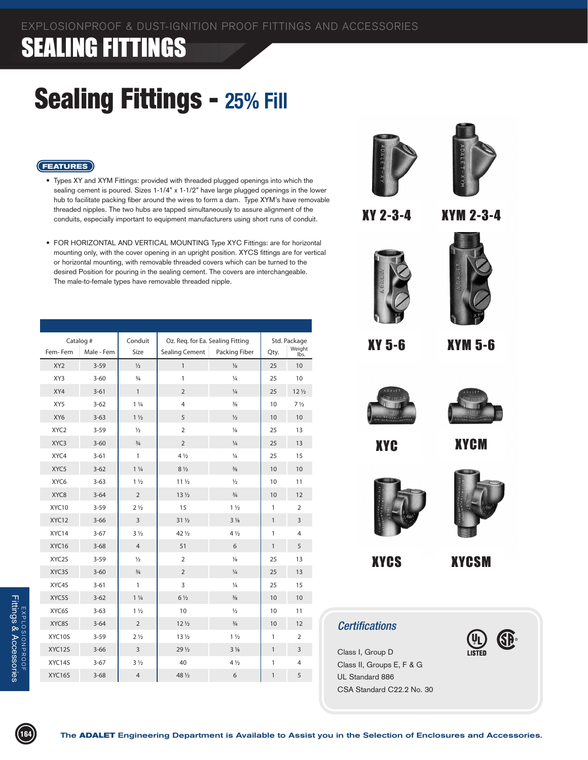# SEALING FITTINGS

## Sealing Fittings - 25% Fill

**FEATURES**

- Types XY and XYM Fittings: provided with threaded plugged openings into which the sealing cement is poured. Sizes 1-1/4" x 1-1/2" have large plugged openings in the lower hub to facilitate packing fiber around the wires to form a dam. Type XYM's have removable threaded nipples. The two hubs are tapped simultaneously to assure alignment of the conduits, especially important to equipment manufacturers using short runs of conduit.

- FOR HORIZONTAL AND VERTICAL MOUNTING Type XYC Fittings: are for horizontal mounting only, with the cover opening in an upright position. XYCS fittings are for vertical or horizontal mounting, with removable threaded covers which can be turned to the desired Position for pouring in the sealing cement. The covers are interchangeable. The male-to-female types have removable threaded nipple.

| Catalog # | | Conduit | Oz. Req. for Ea. Sealing Fitting | | Std. Package | |
|---|---|---|---|---|---|---|
| Fem- Fem | Male - Fem | Size | Sealing Cement | Packing Fiber | Qty. | Weight lbs. |
| XY2 | 3-59 | ½ | 1 | ⅛ | 25 | 10 |
| XY3 | 3-60 | ¾ | 1 | ¼ | 25 | 10 |
| XY4 | 3-61 | 1 | 2 | ¼ | 25 | 12 ½ |
| XY5 | 3-62 | 1 ¼ | 4 | ⅜ | 10 | 7 ½ |
| XY6 | 3-63 | 1 ½ | 5 | ½ | 10 | 10 |
| XYC2 | 3-59 | ½ | 2 | ⅛ | 25 | 13 |
| XYC3 | 3-60 | ¾ | 2 | ¼ | 25 | 13 |
| XYC4 | 3-61 | 1 | 4 ½ | ¼ | 25 | 15 |
| XYC5 | 3-62 | 1 ¼ | 8 ½ | ⅜ | 10 | 10 |
| XYC6 | 3-63 | 1 ½ | 11 ½ | ½ | 10 | 11 |
| XYC8 | 3-64 | 2 | 13 ½ | ¾ | 10 | 12 |
| XYC10 | 3-59 | 2 ½ | 15 | 1 ½ | 1 | 2 |
| XYC12 | 3-66 | 3 | 31 ½ | 3 ⅛ | 1 | 3 |
| XYC14 | 3-67 | 3 ½ | 42 ½ | 4 ½ | 1 | 4 |
| XYC16 | 3-68 | 4 | 51 | 6 | 1 | 5 |
| XYC2S | 3-59 | ½ | 2 | ⅛ | 25 | 13 |
| XYC3S | 3-60 | ¾ | 2 | ¼ | 25 | 13 |
| XYC4S | 3-61 | 1 | 3 | ¼ | 25 | 15 |
| XYC5S | 3-62 | 1 ¼ | 6 ½ | ⅜ | 10 | 10 |
| XYC6S | 3-63 | 1 ½ | 10 | ½ | 10 | 11 |
| XYC8S | 3-64 | 2 | 12 ½ | ¾ | 10 | 12 |
| XYC10S | 3-59 | 2 ½ | 13 ½ | 1 ½ | 1 | 2 |
| XYC12S | 3-66 | 3 | 29 ½ | 3 ⅛ | 1 | 3 |
| XYC14S | 3-67 | 3 ½ | 40 | 4 ½ | 1 | 4 |
| XYC16S | 3-68 | 4 | 48 ½ | 6 | 1 | 5 |

XY 2-3-4

XYM 2-3-4

XY 5-6

XYM 5-6

XYC

XYCM

XYCS

XYCSM

### Certifications

Class I, Group D
Class II, Groups E, F & G
UL Standard 886
CSA Standard C22.2 No. 30

LISTED

The **ADALET** Engineering Department is Available to Assist you in the Selection of Enclosures and Accessories.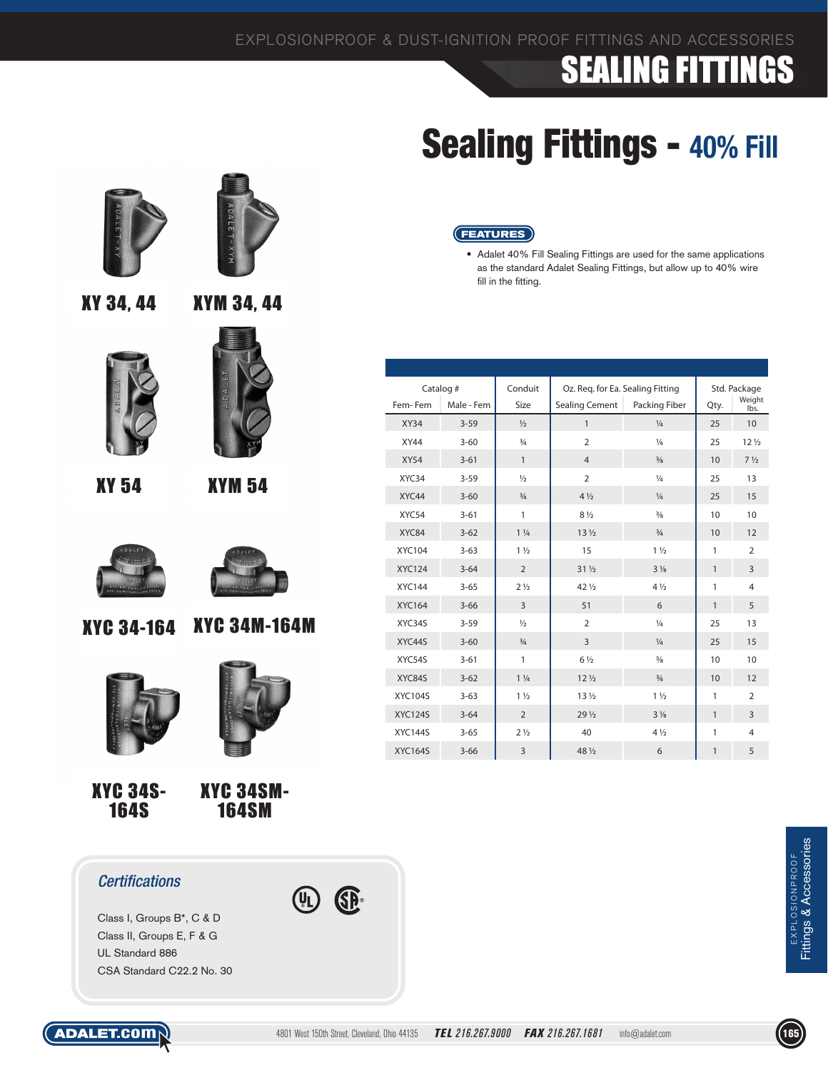# Sealing Fittings - 40% Fill

XY 34, 44

XYM 34, 44

XY 54

XYM 54

XYC 34-164

XYC 34M-164M

XYC 34S-164S

XYC 34SM-164SM

**FEATURES**

- Adalet 40% Fill Sealing Fittings are used for the same applications as the standard Adalet Sealing Fittings, but allow up to 40% wire fill in the fitting.

| Catalog # | | Conduit | Oz. Req. for Ea. Sealing Fitting | | Std. Package | |
|---|---|---|---|---|---|---|
| Fem- Fem | Male - Fem | Size | Sealing Cement | Packing Fiber | Qty. | Weight lbs. |
| XY34 | 3-59 | ½ | 1 | ¼ | 25 | 10 |
| XY44 | 3-60 | ¾ | 2 | ¼ | 25 | 12 ½ |
| XY54 | 3-61 | 1 | 4 | ⅜ | 10 | 7 ½ |
| XYC34 | 3-59 | ½ | 2 | ¼ | 25 | 13 |
| XYC44 | 3-60 | ¾ | 4 ½ | ¼ | 25 | 15 |
| XYC54 | 3-61 | 1 | 8 ½ | ⅜ | 10 | 10 |
| XYC84 | 3-62 | 1 ¼ | 13 ½ | ¾ | 10 | 12 |
| XYC104 | 3-63 | 1 ½ | 15 | 1 ½ | 1 | 2 |
| XYC124 | 3-64 | 2 | 31 ½ | 3 ⅛ | 1 | 3 |
| XYC144 | 3-65 | 2 ½ | 42 ½ | 4 ½ | 1 | 4 |
| XYC164 | 3-66 | 3 | 51 | 6 | 1 | 5 |
| XYC34S | 3-59 | ½ | 2 | ¼ | 25 | 13 |
| XYC44S | 3-60 | ¾ | 3 | ¼ | 25 | 15 |
| XYC54S | 3-61 | 1 | 6 ½ | ⅜ | 10 | 10 |
| XYC84S | 3-62 | 1 ¼ | 12 ½ | ¾ | 10 | 12 |
| XYC104S | 3-63 | 1 ½ | 13 ½ | 1 ½ | 1 | 2 |
| XYC124S | 3-64 | 2 | 29 ½ | 3 ⅛ | 1 | 3 |
| XYC144S | 3-65 | 2 ½ | 40 | 4 ½ | 1 | 4 |
| XYC164S | 3-66 | 3 | 48 ½ | 6 | 1 | 5 |

## *Certifications*

Class I, Groups B*, C & D
Class II, Groups E, F & G
UL Standard 886
CSA Standard C22.2 No. 30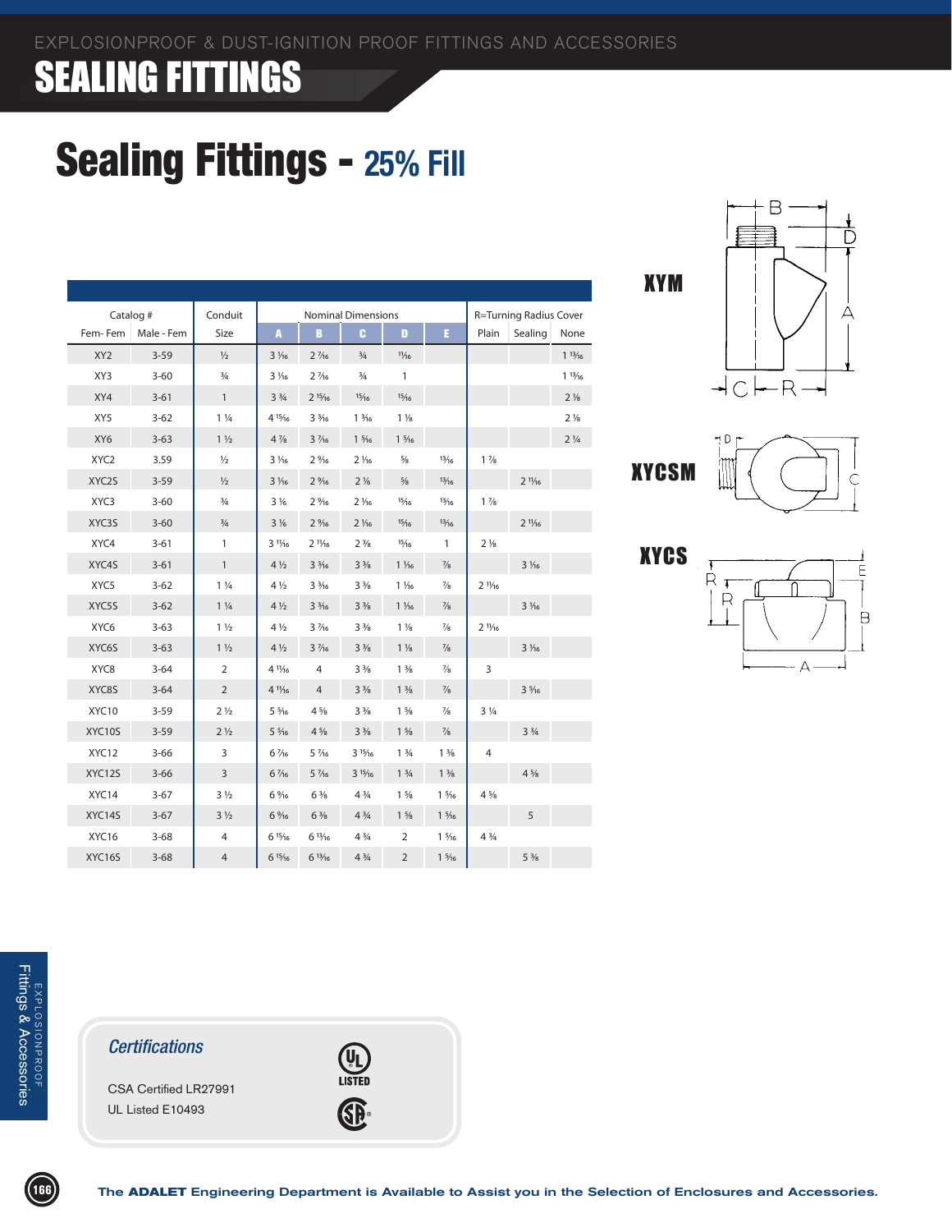# SEALING FITTINGS

## Sealing Fittings - 25% Fill

| Catalog # | | Conduit | Nominal Dimensions | | | | | R=Turning Radius Cover | | |
|---|---|---|---|---|---|---|---|---|---|---|
| Fem- Fem | Male - Fem | Size | A | B | C | D | E | Plain | Sealing | None |
| XY2 | 3-59 | ½ | 3 1⁄16 | 2 7⁄16 | ¾ | 11⁄16 | | | | 1 13⁄16 |
| XY3 | 3-60 | ¾ | 3 1⁄16 | 2 7⁄16 | ¾ | 1 | | | | 1 13⁄16 |
| XY4 | 3-61 | 1 | 3 ¾ | 2 15⁄16 | 15⁄16 | 15⁄16 | | | | 2 ⅛ |
| XY5 | 3-62 | 1 ¼ | 4 15⁄16 | 3 3⁄16 | 1 3⁄16 | 1 ⅛ | | | | 2 ⅛ |
| XY6 | 3-63 | 1 ½ | 4 ⅞ | 3 7⁄16 | 1 5⁄16 | 1 5⁄16 | | | | 2 ¼ |
| XYC2 | 3.59 | ½ | 3 1⁄16 | 2 9⁄16 | 2 1⁄16 | ⅝ | 13⁄16 | 1 ⅞ | | |
| XYC2S | 3-59 | ½ | 3 1⁄16 | 2 9⁄16 | 2 ⅛ | ⅝ | 13⁄16 | | 2 11⁄16 | |
| XYC3 | 3-60 | ¾ | 3 ⅛ | 2 9⁄16 | 2 1⁄16 | 15⁄16 | 13⁄16 | 1 ⅞ | | |
| XYC3S | 3-60 | ¾ | 3 ⅛ | 2 9⁄16 | 2 1⁄16 | 15⁄16 | 13⁄16 | | 2 11⁄16 | |
| XYC4 | 3-61 | 1 | 3 11⁄16 | 2 11⁄16 | 2 ⅜ | 15⁄16 | 1 | 2 ⅛ | | |
| XYC4S | 3-61 | 1 | 4 ½ | 3 3⁄16 | 3 ⅜ | 1 1⁄16 | ⅞ | | 3 1⁄16 | |
| XYC5 | 3-62 | 1 ¼ | 4 ½ | 3 3⁄16 | 3 ⅜ | 1 1⁄16 | ⅞ | 2 11⁄16 | | |
| XYC5S | 3-62 | 1 ¼ | 4 ½ | 3 3⁄16 | 3 ⅜ | 1 1⁄16 | ⅞ | | 3 1⁄16 | |
| XYC6 | 3-63 | 1 ½ | 4 ½ | 3 7⁄16 | 3 ⅜ | 1 ⅛ | ⅞ | 2 11⁄16 | | |
| XYC6S | 3-63 | 1 ½ | 4 ½ | 3 7⁄16 | 3 ⅜ | 1 ⅛ | ⅞ | | 3 1⁄16 | |
| XYC8 | 3-64 | 2 | 4 11⁄16 | 4 | 3 ⅜ | 1 ⅜ | ⅞ | 3 | | |
| XYC8S | 3-64 | 2 | 4 11⁄16 | 4 | 3 ⅜ | 1 ⅜ | ⅞ | | 3 5⁄16 | |
| XYC10 | 3-59 | 2 ½ | 5 5⁄16 | 4 ⅝ | 3 ⅜ | 1 ⅝ | ⅞ | 3 ¼ | | |
| XYC10S | 3-59 | 2 ½ | 5 5⁄16 | 4 ⅝ | 3 ⅜ | 1 ⅝ | ⅞ | | 3 ¾ | |
| XYC12 | 3-66 | 3 | 6 7⁄16 | 5 7⁄16 | 3 15⁄16 | 1 ¾ | 1 ⅜ | 4 | | |
| XYC12S | 3-66 | 3 | 6 7⁄16 | 5 7⁄16 | 3 15⁄16 | 1 ¾ | 1 ⅜ | | 4 ⅝ | |
| XYC14 | 3-67 | 3 ½ | 6 9⁄16 | 6 ⅜ | 4 ¾ | 1 ⅝ | 1 5⁄16 | 4 ⅝ | | |
| XYC14S | 3-67 | 3 ½ | 6 9⁄16 | 6 ⅜ | 4 ¾ | 1 ⅝ | 1 5⁄16 | | 5 | |
| XYC16 | 3-68 | 4 | 6 15⁄16 | 6 13⁄16 | 4 ¾ | 2 | 1 5⁄16 | 4 ¾ | | |
| XYC16S | 3-68 | 4 | 6 15⁄16 | 6 13⁄16 | 4 ¾ | 2 | 1 5⁄16 | | 5 ⅜ | |

**XYM**

**XYCSM**

**XYCS**

### Certifications

CSA Certified LR27991

UL Listed E10493

The **ADALET** Engineering Department is Available to Assist you in the Selection of Enclosures and Accessories.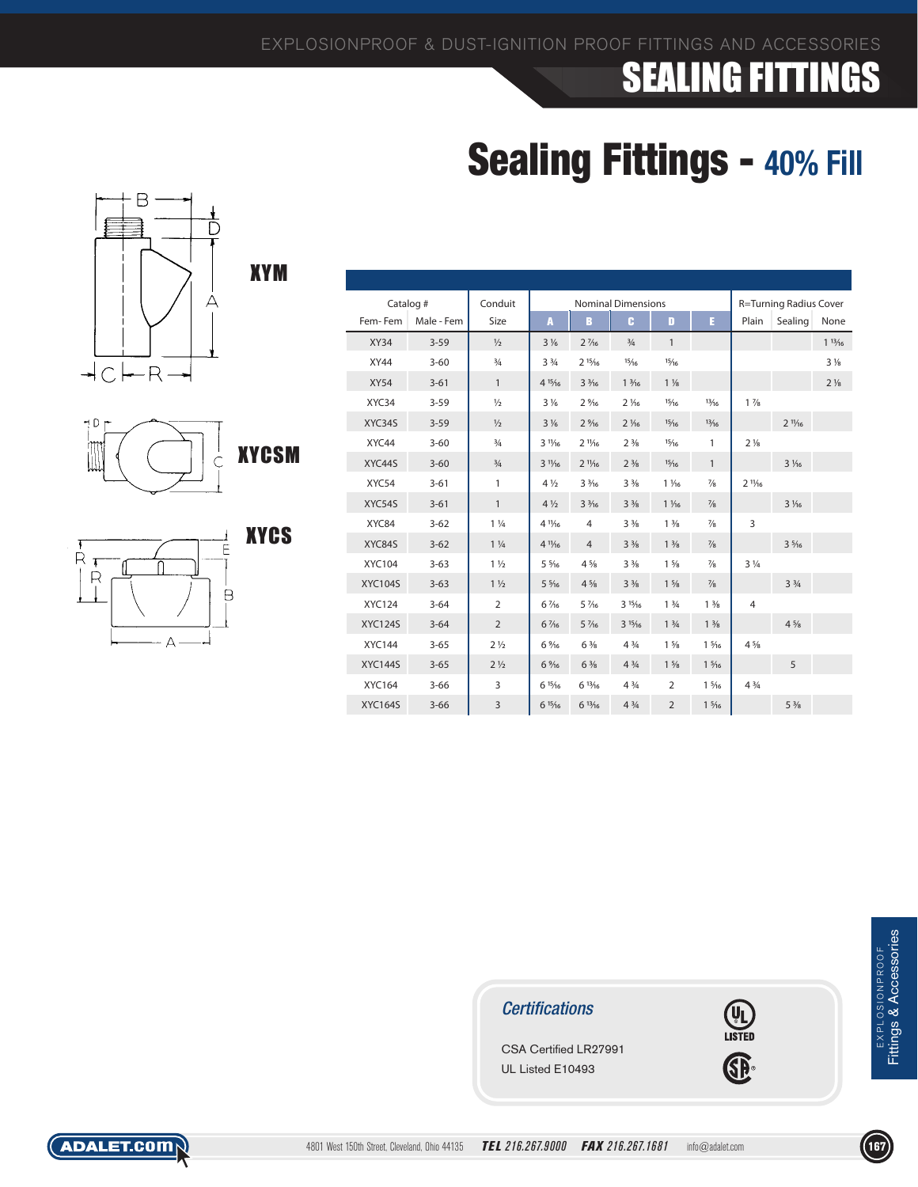# SEALING FITTINGS

# Sealing Fittings - 40% Fill

XYM

XYCSM

XYCS

| Catalog # | | Conduit | Nominal Dimensions | | | | | R=Turning Radius Cover | | |
|---|---|---|---|---|---|---|---|---|---|---|
| Fem- Fem | Male - Fem | Size | A | B | C | D | E | Plain | Sealing | None |
| XY34 | 3-59 | ½ | 3 ⅛ | 2 7⁄16 | ¾ | 1 | | | | 1 13⁄16 |
| XY44 | 3-60 | ¾ | 3 ¾ | 2 15⁄16 | 15⁄16 | 15⁄16 | | | | 3 ⅛ |
| XY54 | 3-61 | 1 | 4 15⁄16 | 3 3⁄16 | 1 3⁄16 | 1 ⅛ | | | | 2 ⅛ |
| XYC34 | 3-59 | ½ | 3 ⅛ | 2 9⁄16 | 2 1⁄16 | 15⁄16 | 13⁄16 | 1 ⅞ | | |
| XYC34S | 3-59 | ½ | 3 ⅛ | 2 9⁄16 | 2 1⁄16 | 15⁄16 | 13⁄16 | | 2 11⁄16 | |
| XYC44 | 3-60 | ¾ | 3 11⁄16 | 2 11⁄16 | 2 ⅜ | 15⁄16 | 1 | 2 ⅛ | | |
| XYC44S | 3-60 | ¾ | 3 11⁄16 | 2 11⁄16 | 2 ⅜ | 15⁄16 | 1 | | 3 1⁄16 | |
| XYC54 | 3-61 | 1 | 4 ½ | 3 3⁄16 | 3 ⅜ | 1 1⁄16 | ⅞ | 2 15⁄16 | | |
| XYC54S | 3-61 | 1 | 4 ½ | 3 3⁄16 | 3 ⅜ | 1 1⁄16 | ⅞ | | 3 1⁄16 | |
| XYC84 | 3-62 | 1 ¼ | 4 11⁄16 | 4 | 3 ⅜ | 1 ⅜ | ⅞ | 3 | | |
| XYC84S | 3-62 | 1 ¼ | 4 11⁄16 | 4 | 3 ⅜ | 1 ⅜ | ⅞ | | 3 5⁄16 | |
| XYC104 | 3-63 | 1 ½ | 5 5⁄16 | 4 ⅝ | 3 ⅜ | 1 ⅝ | ⅞ | 3 ¼ | | |
| XYC104S | 3-63 | 1 ½ | 5 5⁄16 | 4 ⅝ | 3 ⅜ | 1 ⅝ | ⅞ | | 3 ¾ | |
| XYC124 | 3-64 | 2 | 6 7⁄16 | 5 7⁄16 | 3 15⁄16 | 1 ¾ | 1 ⅜ | 4 | | |
| XYC124S | 3-64 | 2 | 6 7⁄16 | 5 7⁄16 | 3 15⁄16 | 1 ¾ | 1 ⅜ | | 4 ⅝ | |
| XYC144 | 3-65 | 2 ½ | 6 9⁄16 | 6 ⅜ | 4 ¾ | 1 ⅝ | 1 5⁄16 | 4 ⅝ | | |
| XYC144S | 3-65 | 2 ½ | 6 9⁄16 | 6 ⅜ | 4 ¾ | 1 ⅝ | 1 5⁄16 | | 5 | |
| XYC164 | 3-66 | 3 | 6 15⁄16 | 6 13⁄16 | 4 ¾ | 2 | 1 5⁄16 | 4 ¾ | | |
| XYC164S | 3-66 | 3 | 6 15⁄16 | 6 13⁄16 | 4 ¾ | 2 | 1 5⁄16 | | 5 ⅜ | |

*Certifications*

CSA Certified LR27991

UL Listed E10493